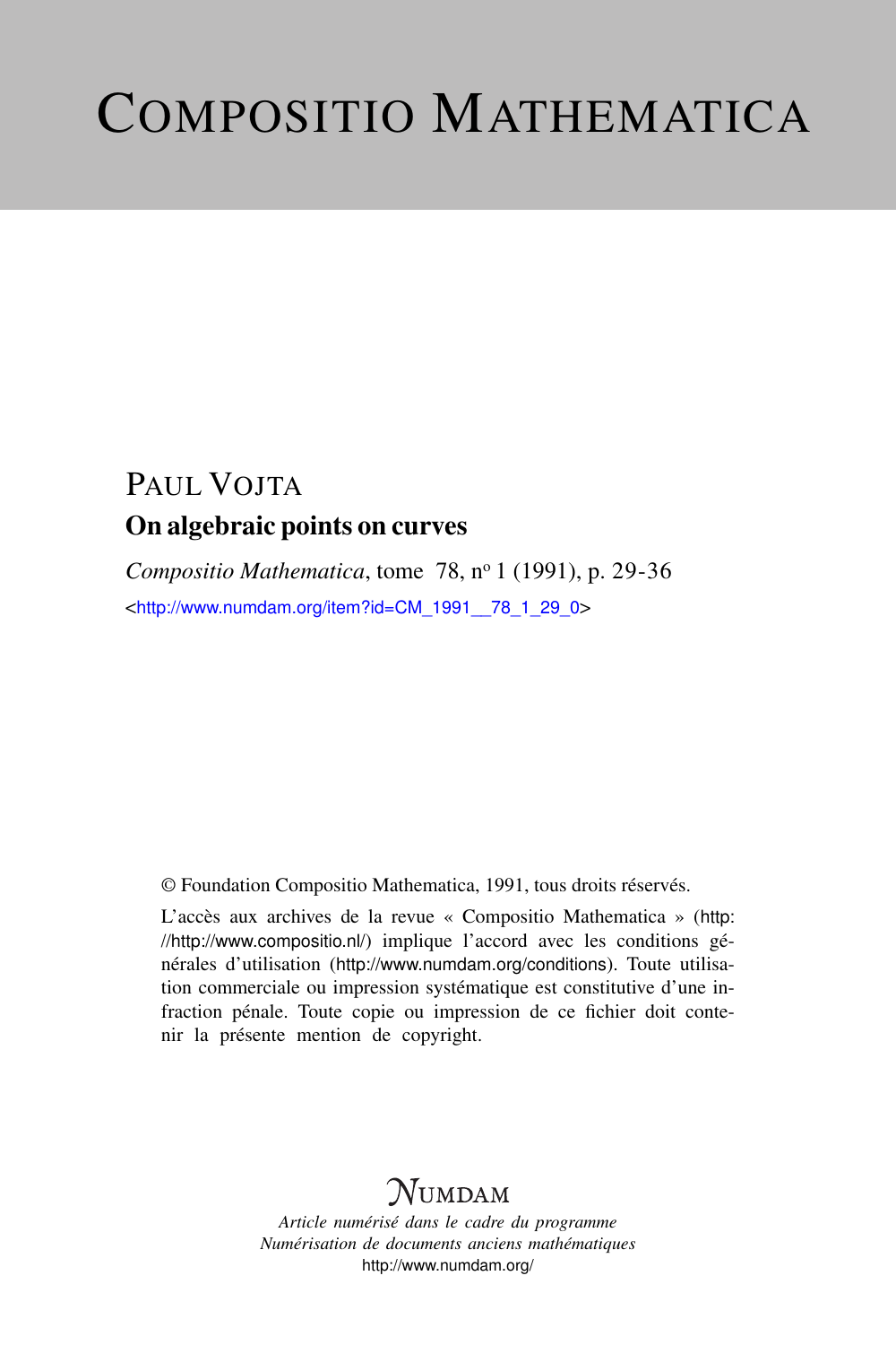# COMPOSITIO MATHEMATICA

PAUL VOJTA

**On algebraic points on curves**

*Compositio Mathematica*, tome 78, n$^{o}$ 1 (1991), p. 29-36

<http://www.numdam.org/item?id=CM_1991__78_1_29_0>

© Foundation Compositio Mathematica, 1991, tous droits réservés.

L'accès aux archives de la revue « Compositio Mathematica » (http://http://www.compositio.nl/) implique l'accord avec les conditions générales d'utilisation (http://www.numdam.org/conditions). Toute utilisation commerciale ou impression systématique est constitutive d'une infraction pénale. Toute copie ou impression de ce fichier doit contenir la présente mention de copyright.

NUMDAM

*Article numérisé dans le cadre du programme*
*Numérisation de documents anciens mathématiques*
http://www.numdam.org/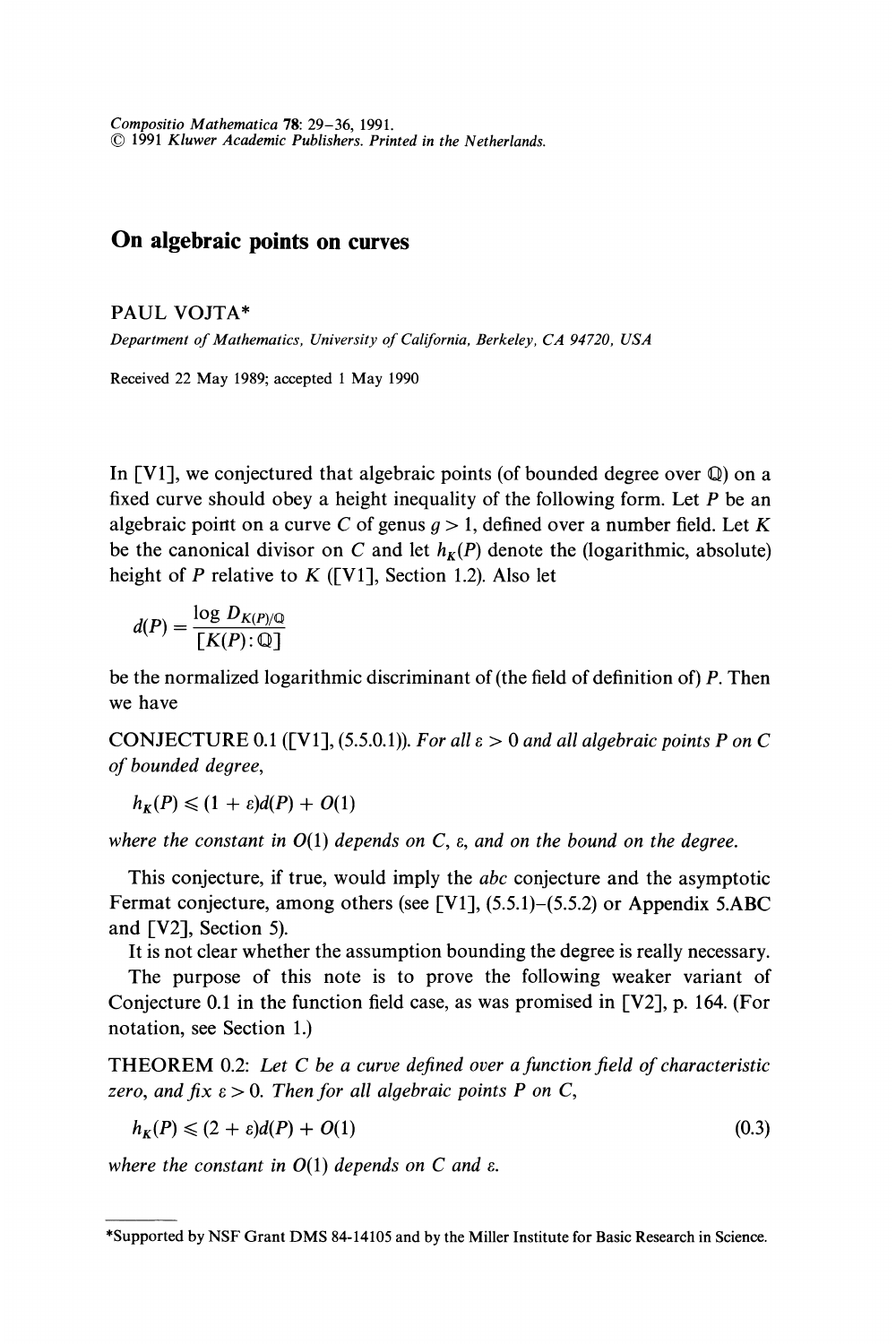*Compositio Mathematica* **78**: 29–36, 1991.
© 1991 *Kluwer Academic Publishers. Printed in the Netherlands.*

# On algebraic points on curves

PAUL VOJTA*

*Department of Mathematics, University of California, Berkeley, CA 94720, USA*

Received 22 May 1989; accepted 1 May 1990

In [V1], we conjectured that algebraic points (of bounded degree over $\mathbb{Q}$) on a fixed curve should obey a height inequality of the following form. Let $P$ be an algebraic point on a curve $C$ of genus $g > 1$, defined over a number field. Let $K$ be the canonical divisor on $C$ and let $h_K(P)$ denote the (logarithmic, absolute) height of $P$ relative to $K$ ([V1], Section 1.2). Also let

$$d(P) = \frac{\log D_{K(P)/\mathbb{Q}}}{[K(P):\mathbb{Q}]}$$

be the normalized logarithmic discriminant of (the field of definition of) $P$. Then we have

CONJECTURE 0.1 ([V1], (5.5.0.1)). *For all $\varepsilon > 0$ and all algebraic points $P$ on $C$ of bounded degree,*

$$h_K(P) \leqslant (1 + \varepsilon)d(P) + O(1)$$

*where the constant in $O(1)$ depends on $C$, $\varepsilon$, and on the bound on the degree.*

This conjecture, if true, would imply the *abc* conjecture and the asymptotic Fermat conjecture, among others (see [V1], (5.5.1)–(5.5.2) or Appendix 5.ABC and [V2], Section 5).

It is not clear whether the assumption bounding the degree is really necessary.

The purpose of this note is to prove the following weaker variant of Conjecture 0.1 in the function field case, as was promised in [V2], p. 164. (For notation, see Section 1.)

THEOREM 0.2: *Let $C$ be a curve defined over a function field of characteristic zero, and fix $\varepsilon > 0$. Then for all algebraic points $P$ on $C$,*

$$h_K(P) \leqslant (2 + \varepsilon)d(P) + O(1) \tag{0.3}$$

*where the constant in $O(1)$ depends on $C$ and $\varepsilon$.*

---

*Supported by NSF Grant DMS 84-14105 and by the Miller Institute for Basic Research in Science.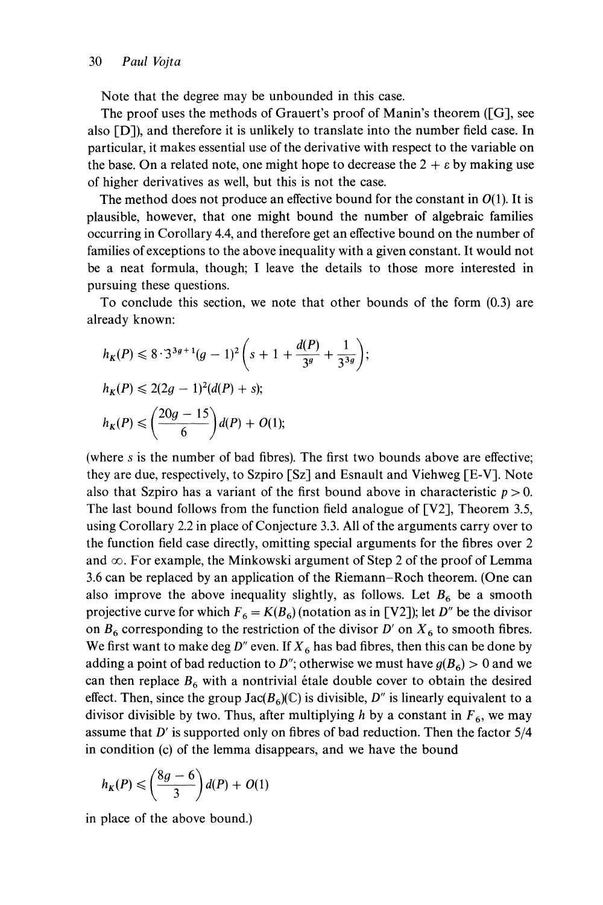Note that the degree may be unbounded in this case.

The proof uses the methods of Grauert's proof of Manin's theorem ([G], see also [D]), and therefore it is unlikely to translate into the number field case. In particular, it makes essential use of the derivative with respect to the variable on the base. On a related note, one might hope to decrease the $2 + \varepsilon$ by making use of higher derivatives as well, but this is not the case.

The method does not produce an effective bound for the constant in $O(1)$. It is plausible, however, that one might bound the number of algebraic families occurring in Corollary 4.4, and therefore get an effective bound on the number of families of exceptions to the above inequality with a given constant. It would not be a neat formula, though; I leave the details to those more interested in pursuing these questions.

To conclude this section, we note that other bounds of the form (0.3) are already known:

$$h_K(P) \leqslant 8 \cdot 3^{3g+1}(g-1)^2\left(s + 1 + \frac{d(P)}{3^g} + \frac{1}{3^{3g}}\right);$$

$$h_K(P) \leqslant 2(2g-1)^2(d(P) + s);$$

$$h_K(P) \leqslant \left(\frac{20g - 15}{6}\right)d(P) + O(1);$$

(where $s$ is the number of bad fibres). The first two bounds above are effective; they are due, respectively, to Szpiro [Sz] and Esnault and Viehweg [E-V]. Note also that Szpiro has a variant of the first bound above in characteristic $p > 0$. The last bound follows from the function field analogue of [V2], Theorem 3.5, using Corollary 2.2 in place of Conjecture 3.3. All of the arguments carry over to the function field case directly, omitting special arguments for the fibres over 2 and $\infty$. For example, the Minkowski argument of Step 2 of the proof of Lemma 3.6 can be replaced by an application of the Riemann–Roch theorem. (One can also improve the above inequality slightly, as follows. Let $B_6$ be a smooth projective curve for which $F_6 = K(B_6)$ (notation as in [V2]); let $D''$ be the divisor on $B_6$ corresponding to the restriction of the divisor $D'$ on $X_6$ to smooth fibres. We first want to make $\deg D''$ even. If $X_6$ has bad fibres, then this can be done by adding a point of bad reduction to $D''$; otherwise we must have $g(B_6) > 0$ and we can then replace $B_6$ with a nontrivial étale double cover to obtain the desired effect. Then, since the group $\mathrm{Jac}(B_6)(\mathbb{C})$ is divisible, $D''$ is linearly equivalent to a divisor divisible by two. Thus, after multiplying $h$ by a constant in $F_6$, we may assume that $D'$ is supported only on fibres of bad reduction. Then the factor $5/4$ in condition (c) of the lemma disappears, and we have the bound

$$h_K(P) \leqslant \left(\frac{8g - 6}{3}\right)d(P) + O(1)$$

in place of the above bound.)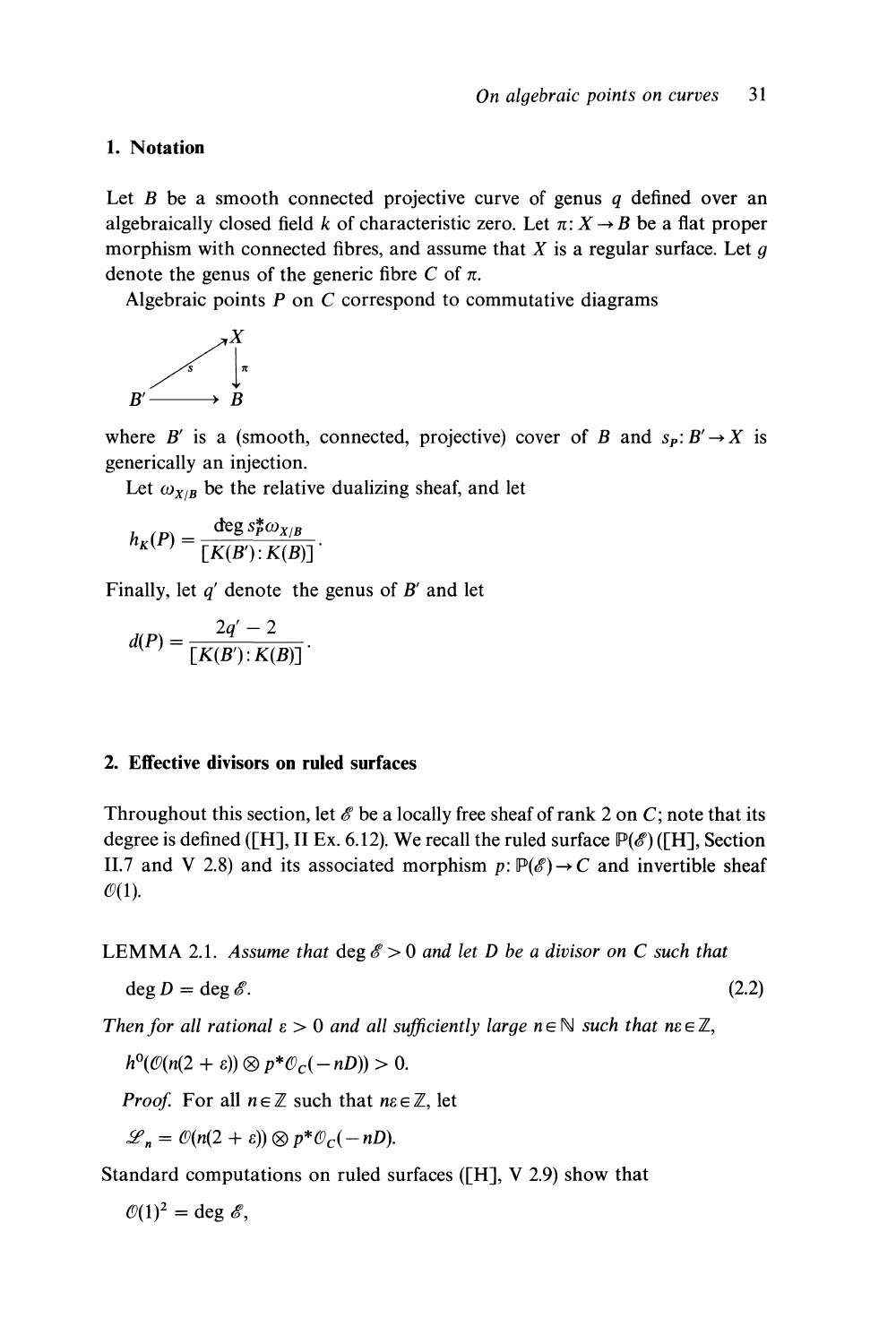## 1. Notation

Let $B$ be a smooth connected projective curve of genus $q$ defined over an algebraically closed field $k$ of characteristic zero. Let $\pi: X \to B$ be a flat proper morphism with connected fibres, and assume that $X$ is a regular surface. Let $g$ denote the genus of the generic fibre $C$ of $\pi$.

Algebraic points $P$ on $C$ correspond to commutative diagrams

$$\begin{array}{ccc} & & X \\ & \overset{s}{\nearrow} & \downarrow \pi \\ B' & \longrightarrow & B \end{array}$$

where $B'$ is a (smooth, connected, projective) cover of $B$ and $s_P: B' \to X$ is generically an injection.

Let $\omega_{X/B}$ be the relative dualizing sheaf, and let

$$h_K(P) = \frac{\deg s_P^* \omega_{X/B}}{[K(B'): K(B)]}.$$

Finally, let $q'$ denote the genus of $B'$ and let

$$d(P) = \frac{2q' - 2}{[K(B'): K(B)]}.$$

## 2. Effective divisors on ruled surfaces

Throughout this section, let $\mathscr{E}$ be a locally free sheaf of rank 2 on $C$; note that its degree is defined ([H], II Ex. 6.12). We recall the ruled surface $\mathbb{P}(\mathscr{E})$ ([H], Section II.7 and V 2.8) and its associated morphism $p: \mathbb{P}(\mathscr{E}) \to C$ and invertible sheaf $\mathcal{O}(1)$.

LEMMA 2.1. *Assume that* $\deg \mathscr{E} > 0$ *and let* $D$ *be a divisor on* $C$ *such that*

$$\deg D = \deg \mathscr{E}. \tag{2.2}$$

*Then for all rational* $\varepsilon > 0$ *and all sufficiently large* $n \in \mathbb{N}$ *such that* $n\varepsilon \in \mathbb{Z}$,

$$h^0(\mathcal{O}(n(2 + \varepsilon)) \otimes p^*\mathcal{O}_C(-nD)) > 0.$$

*Proof.* For all $n \in \mathbb{Z}$ such that $n\varepsilon \in \mathbb{Z}$, let

$$\mathscr{L}_n = \mathcal{O}(n(2 + \varepsilon)) \otimes p^*\mathcal{O}_C(-nD).$$

Standard computations on ruled surfaces ([H], V 2.9) show that

$$\mathcal{O}(1)^2 = \deg \mathscr{E},$$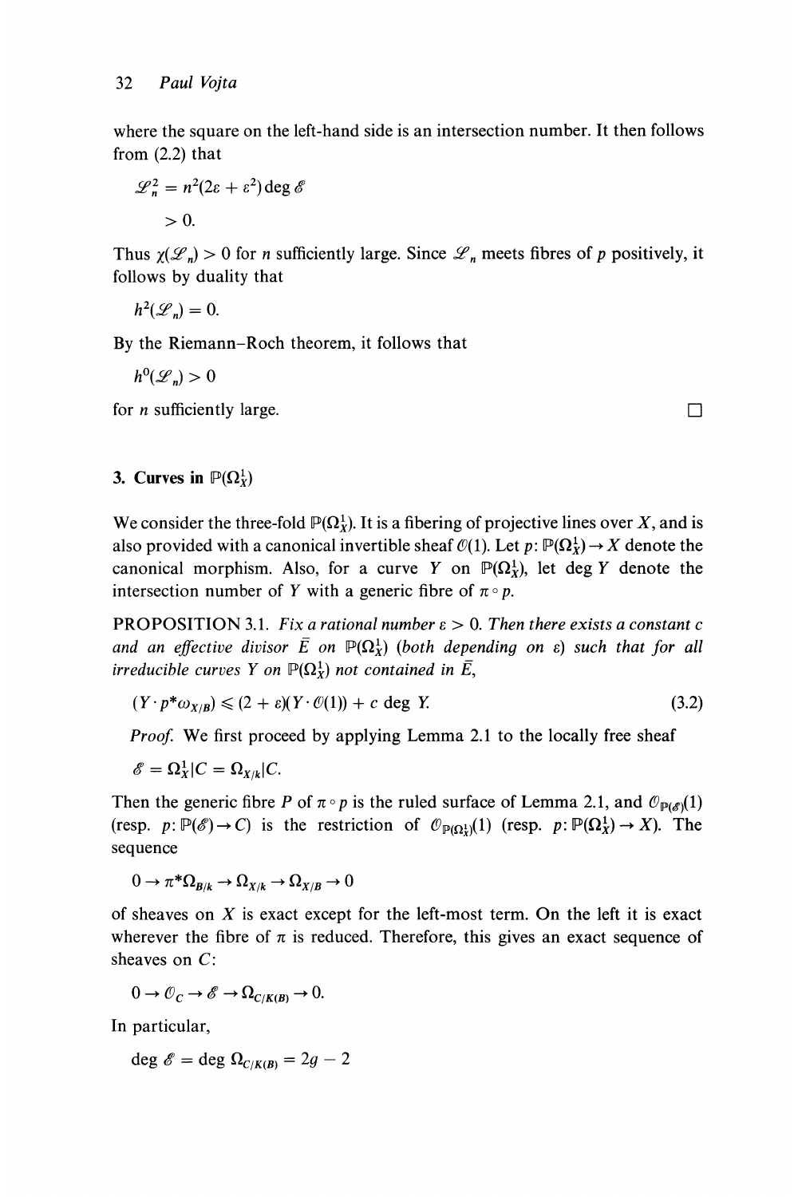where the square on the left-hand side is an intersection number. It then follows from (2.2) that

$$\mathscr{L}_n^2 = n^2(2\varepsilon + \varepsilon^2)\deg \mathscr{E}$$
$$> 0.$$

Thus $\chi(\mathscr{L}_n) > 0$ for $n$ sufficiently large. Since $\mathscr{L}_n$ meets fibres of $p$ positively, it follows by duality that

$$h^2(\mathscr{L}_n) = 0.$$

By the Riemann–Roch theorem, it follows that

$$h^0(\mathscr{L}_n) > 0$$

for $n$ sufficiently large. □

## 3. Curves in $\mathbb{P}(\Omega_X^1)$

We consider the three-fold $\mathbb{P}(\Omega_X^1)$. It is a fibering of projective lines over $X$, and is also provided with a canonical invertible sheaf $\mathscr{O}(1)$. Let $p\colon \mathbb{P}(\Omega_X^1) \to X$ denote the canonical morphism. Also, for a curve $Y$ on $\mathbb{P}(\Omega_X^1)$, let $\deg Y$ denote the intersection number of $Y$ with a generic fibre of $\pi \circ p$.

PROPOSITION 3.1. *Fix a rational number $\varepsilon > 0$. Then there exists a constant $c$ and an effective divisor $\bar{E}$ on $\mathbb{P}(\Omega_X^1)$ (both depending on $\varepsilon$) such that for all irreducible curves $Y$ on $\mathbb{P}(\Omega_X^1)$ not contained in $\bar{E}$,*

$$(Y \cdot p^*\omega_{X/B}) \leqslant (2 + \varepsilon)(Y \cdot \mathscr{O}(1)) + c \deg Y. \tag{3.2}$$

*Proof.* We first proceed by applying Lemma 2.1 to the locally free sheaf

$$\mathscr{E} = \Omega_X^1 | C = \Omega_{X/k} | C.$$

Then the generic fibre $P$ of $\pi \circ p$ is the ruled surface of Lemma 2.1, and $\mathscr{O}_{\mathbb{P}(\mathscr{E})}(1)$ (resp. $p\colon \mathbb{P}(\mathscr{E}) \to C$) is the restriction of $\mathscr{O}_{\mathbb{P}(\Omega_X^1)}(1)$ (resp. $p\colon \mathbb{P}(\Omega_X^1) \to X$). The sequence

$$0 \to \pi^*\Omega_{B/k} \to \Omega_{X/k} \to \Omega_{X/B} \to 0$$

of sheaves on $X$ is exact except for the left-most term. On the left it is exact wherever the fibre of $\pi$ is reduced. Therefore, this gives an exact sequence of sheaves on $C$:

$$0 \to \mathscr{O}_C \to \mathscr{E} \to \Omega_{C/K(B)} \to 0.$$

In particular,

$$\deg \mathscr{E} = \deg \Omega_{C/K(B)} = 2g - 2$$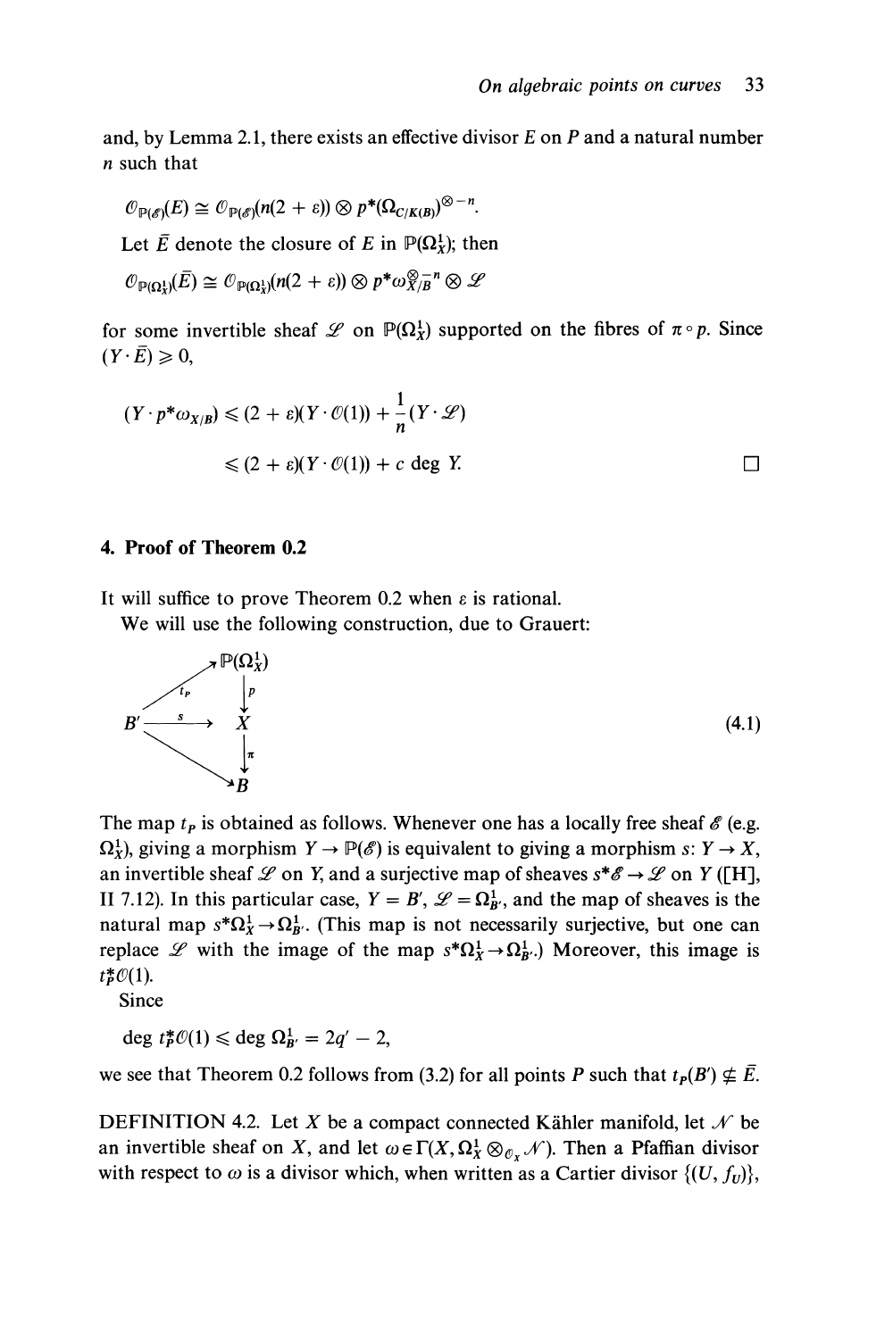and, by Lemma 2.1, there exists an effective divisor $E$ on $P$ and a natural number $n$ such that

$$\mathcal{O}_{\mathbb{P}(\mathscr{E})}(E) \cong \mathcal{O}_{\mathbb{P}(\mathscr{E})}(n(2+\varepsilon)) \otimes p^*(\Omega_{C/K(B)})^{\otimes -n}.$$

Let $\bar{E}$ denote the closure of $E$ in $\mathbb{P}(\Omega^1_X)$; then

$$\mathcal{O}_{\mathbb{P}(\Omega^1_X)}(\bar{E}) \cong \mathcal{O}_{\mathbb{P}(\Omega^1_X)}(n(2+\varepsilon)) \otimes p^*\omega_{X/B}^{\otimes -n} \otimes \mathscr{L}$$

for some invertible sheaf $\mathscr{L}$ on $\mathbb{P}(\Omega^1_X)$ supported on the fibres of $\pi \circ p$. Since $(Y \cdot \bar{E}) \geqslant 0$,

$$\begin{aligned}(Y \cdot p^*\omega_{X/B}) &\leqslant (2+\varepsilon)(Y \cdot \mathcal{O}(1)) + \frac{1}{n}(Y \cdot \mathscr{L}) \\ &\leqslant (2+\varepsilon)(Y \cdot \mathcal{O}(1)) + c \deg Y. \qquad \square\end{aligned}$$

## 4. Proof of Theorem 0.2

It will suffice to prove Theorem 0.2 when $\varepsilon$ is rational.

We will use the following construction, due to Grauert:

$$\begin{array}{ccc} & & \mathbb{P}(\Omega^1_X) \\ & \overset{t_P}{\nearrow} & \downarrow p \\ B' & \xrightarrow{s} & X \\ & \searrow & \downarrow \pi \\ & & B \end{array} \tag{4.1}$$

The map $t_P$ is obtained as follows. Whenever one has a locally free sheaf $\mathscr{E}$ (e.g. $\Omega^1_X$), giving a morphism $Y \to \mathbb{P}(\mathscr{E})$ is equivalent to giving a morphism $s\colon Y \to X$, an invertible sheaf $\mathscr{L}$ on $Y$, and a surjective map of sheaves $s^*\mathscr{E} \to \mathscr{L}$ on $Y$ ([H], II 7.12). In this particular case, $Y = B'$, $\mathscr{L} = \Omega^1_{B'}$, and the map of sheaves is the natural map $s^*\Omega^1_X \to \Omega^1_{B'}$. (This map is not necessarily surjective, but one can replace $\mathscr{L}$ with the image of the map $s^*\Omega^1_X \to \Omega^1_{B'}$.) Moreover, this image is $t_P^*\mathcal{O}(1)$.

Since

$$\deg t_P^*\mathcal{O}(1) \leqslant \deg \Omega^1_{B'} = 2q' - 2,$$

we see that Theorem 0.2 follows from (3.2) for all points $P$ such that $t_P(B') \nsubseteq \bar{E}$.

DEFINITION 4.2. Let $X$ be a compact connected Kähler manifold, let $\mathscr{N}$ be an invertible sheaf on $X$, and let $\omega \in \Gamma(X, \Omega^1_X \otimes_{\mathcal{O}_X} \mathscr{N})$. Then a Pfaffian divisor with respect to $\omega$ is a divisor which, when written as a Cartier divisor $\{(U, f_U)\}$,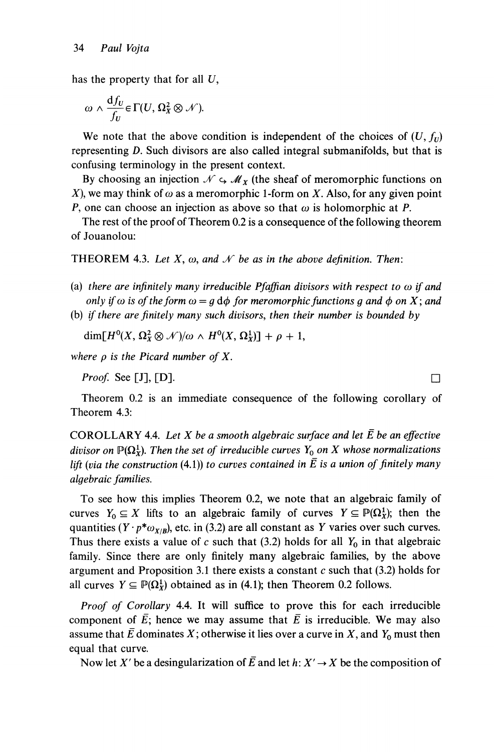has the property that for all $U$,

$$\omega \wedge \frac{\mathrm{d}f_U}{f_U} \in \Gamma(U, \Omega_X^2 \otimes \mathcal{N}).$$

We note that the above condition is independent of the choices of $(U, f_U)$ representing $D$. Such divisors are also called integral submanifolds, but that is confusing terminology in the present context.

By choosing an injection $\mathcal{N} \hookrightarrow \mathcal{M}_X$ (the sheaf of meromorphic functions on $X$), we may think of $\omega$ as a meromorphic 1-form on $X$. Also, for any given point $P$, one can choose an injection as above so that $\omega$ is holomorphic at $P$.

The rest of the proof of Theorem 0.2 is a consequence of the following theorem of Jouanolou:

THEOREM 4.3. *Let $X$, $\omega$, and $\mathcal{N}$ be as in the above definition. Then:*

(a) *there are infinitely many irreducible Pfaffian divisors with respect to $\omega$ if and only if $\omega$ is of the form $\omega = g\,\mathrm{d}\phi$ for meromorphic functions $g$ and $\phi$ on $X$; and*
(b) *if there are finitely many such divisors, then their number is bounded by*

$$\dim[H^0(X, \Omega_X^2 \otimes \mathcal{N})/\omega \wedge H^0(X, \Omega_X^1)] + \rho + 1,$$

*where $\rho$ is the Picard number of $X$.*

*Proof.* See [J], [D]. □

Theorem 0.2 is an immediate consequence of the following corollary of Theorem 4.3:

COROLLARY 4.4. *Let $X$ be a smooth algebraic surface and let $\bar{E}$ be an effective divisor on $\mathbb{P}(\Omega_X^1)$. Then the set of irreducible curves $Y_0$ on $X$ whose normalizations lift (via the construction* (4.1)*) to curves contained in $\bar{E}$ is a union of finitely many algebraic families.*

To see how this implies Theorem 0.2, we note that an algebraic family of curves $Y_0 \subseteq X$ lifts to an algebraic family of curves $Y \subseteq \mathbb{P}(\Omega_X^1)$; then the quantities $(Y \cdot p^*\omega_{X/B})$, etc. in (3.2) are all constant as $Y$ varies over such curves. Thus there exists a value of $c$ such that (3.2) holds for all $Y_0$ in that algebraic family. Since there are only finitely many algebraic families, by the above argument and Proposition 3.1 there exists a constant $c$ such that (3.2) holds for all curves $Y \subseteq \mathbb{P}(\Omega_X^1)$ obtained as in (4.1); then Theorem 0.2 follows.

*Proof of Corollary* 4.4. It will suffice to prove this for each irreducible component of $\bar{E}$; hence we may assume that $\bar{E}$ is irreducible. We may also assume that $\bar{E}$ dominates $X$; otherwise it lies over a curve in $X$, and $Y_0$ must then equal that curve.

Now let $X'$ be a desingularization of $\bar{E}$ and let $h: X' \to X$ be the composition of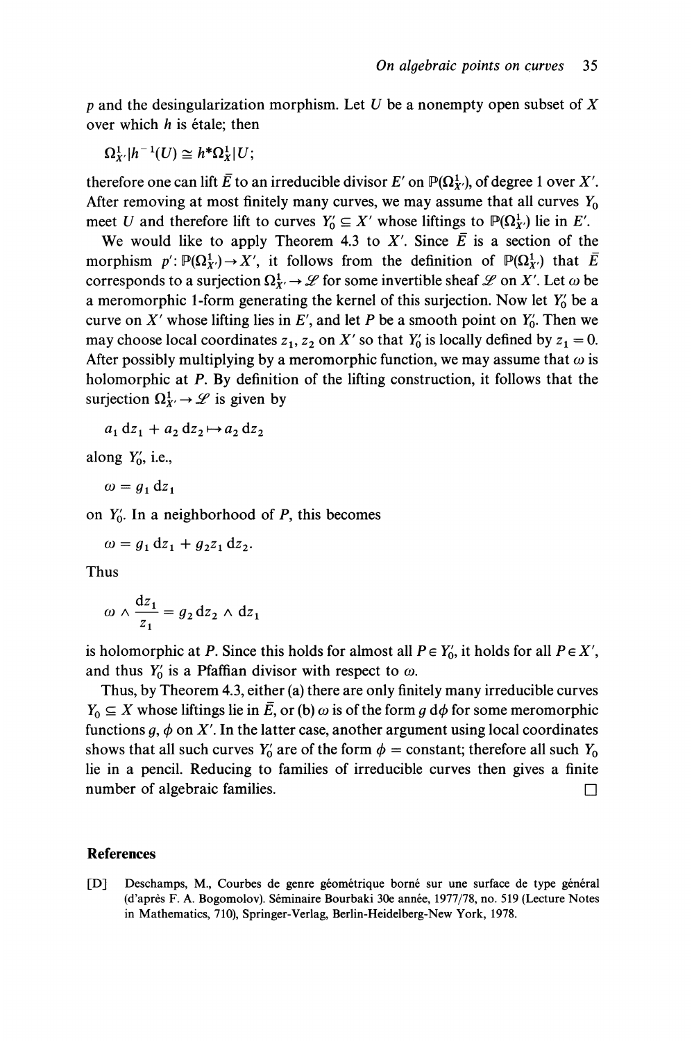$p$ and the desingularization morphism. Let $U$ be a nonempty open subset of $X$ over which $h$ is étale; then

$$\Omega^1_{X'}|h^{-1}(U) \cong h^*\Omega^1_X|U;$$

therefore one can lift $\bar{E}$ to an irreducible divisor $E'$ on $\mathbb{P}(\Omega^1_{X'})$, of degree 1 over $X'$. After removing at most finitely many curves, we may assume that all curves $Y_0$ meet $U$ and therefore lift to curves $Y_0' \subseteq X'$ whose liftings to $\mathbb{P}(\Omega^1_{X'})$ lie in $E'$.

We would like to apply Theorem 4.3 to $X'$. Since $\bar{E}$ is a section of the morphism $p' \colon \mathbb{P}(\Omega^1_{X'}) \to X'$, it follows from the definition of $\mathbb{P}(\Omega^1_{X'})$ that $\bar{E}$ corresponds to a surjection $\Omega^1_{X'} \to \mathscr{L}$ for some invertible sheaf $\mathscr{L}$ on $X'$. Let $\omega$ be a meromorphic 1-form generating the kernel of this surjection. Now let $Y_0'$ be a curve on $X'$ whose lifting lies in $E'$, and let $P$ be a smooth point on $Y_0'$. Then we may choose local coordinates $z_1, z_2$ on $X'$ so that $Y_0'$ is locally defined by $z_1 = 0$. After possibly multiplying by a meromorphic function, we may assume that $\omega$ is holomorphic at $P$. By definition of the lifting construction, it follows that the surjection $\Omega^1_{X'} \to \mathscr{L}$ is given by

$$a_1\,dz_1 + a_2\,dz_2 \mapsto a_2\,dz_2$$

along $Y_0'$, i.e.,

$$\omega = g_1\,dz_1$$

on $Y_0'$. In a neighborhood of $P$, this becomes

$$\omega = g_1\,dz_1 + g_2 z_1\,dz_2.$$

Thus

$$\omega \wedge \frac{dz_1}{z_1} = g_2\,dz_2 \wedge dz_1$$

is holomorphic at $P$. Since this holds for almost all $P \in Y_0'$, it holds for all $P \in X'$, and thus $Y_0'$ is a Pfaffian divisor with respect to $\omega$.

Thus, by Theorem 4.3, either (a) there are only finitely many irreducible curves $Y_0 \subseteq X$ whose liftings lie in $\bar{E}$, or (b) $\omega$ is of the form $g\,d\phi$ for some meromorphic functions $g$, $\phi$ on $X'$. In the latter case, another argument using local coordinates shows that all such curves $Y_0'$ are of the form $\phi =$ constant; therefore all such $Y_0$ lie in a pencil. Reducing to families of irreducible curves then gives a finite number of algebraic families. □

## References

[D] Deschamps, M., Courbes de genre géométrique borné sur une surface de type général (d'après F. A. Bogomolov). Séminaire Bourbaki 30e année, 1977/78, no. 519 (Lecture Notes in Mathematics, 710), Springer-Verlag, Berlin-Heidelberg-New York, 1978.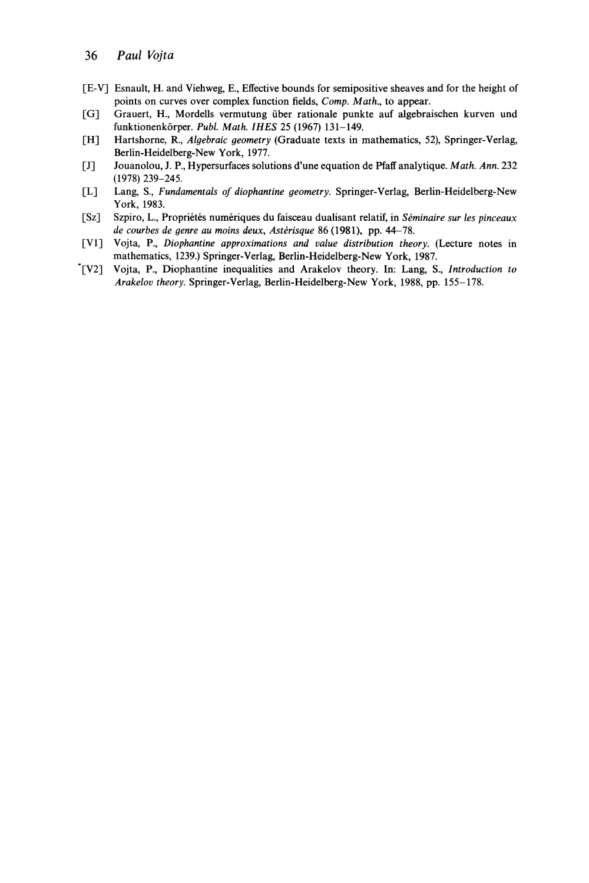[E-V] Esnault, H. and Viehweg, E., Effective bounds for semipositive sheaves and for the height of points on curves over complex function fields, *Comp. Math.*, to appear.

[G] Grauert, H., Mordells vermutung über rationale punkte auf algebraischen kurven und funktionenkörper. *Publ. Math. IHES* 25 (1967) 131–149.

[H] Hartshorne, R., *Algebraic geometry* (Graduate texts in mathematics, 52), Springer-Verlag, Berlin-Heidelberg-New York, 1977.

[J] Jouanolou, J. P., Hypersurfaces solutions d'une equation de Pfaff analytique. *Math. Ann.* 232 (1978) 239–245.

[L] Lang, S., *Fundamentals of diophantine geometry*. Springer-Verlag, Berlin-Heidelberg-New York, 1983.

[Sz] Szpiro, L., Propriétés numériques du faisceau dualisant relatif, in *Séminaire sur les pinceaux de courbes de genre au moins deux, Astérisque* 86 (1981), pp. 44–78.

[V1] Vojta, P., *Diophantine approximations and value distribution theory*. (Lecture notes in mathematics, 1239.) Springer-Verlag, Berlin-Heidelberg-New York, 1987.

[V2] Vojta, P., Diophantine inequalities and Arakelov theory. In: Lang, S., *Introduction to Arakelov theory*. Springer-Verlag, Berlin-Heidelberg-New York, 1988, pp. 155–178.